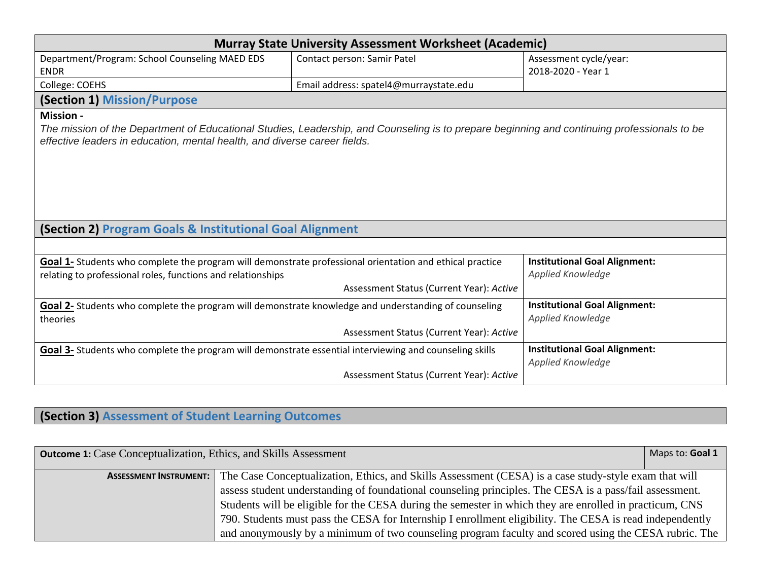# Murray State University Assessment Worksheet (Academic)

| Department/Program: School Counseling MAED EDS ENDR | Contact person: Samir Patel | Assessment cycle/year: 2018-2020 - Year 1 |
|---|---|---|
| College: COEHS | Email address: spatel4@murraystate.edu | |

## (Section 1) Mission/Purpose

**Mission -**

*The mission of the Department of Educational Studies, Leadership, and Counseling is to prepare beginning and continuing professionals to be effective leaders in education, mental health, and diverse career fields.*

## (Section 2) Program Goals & Institutional Goal Alignment

| Goal | Institutional Goal Alignment |
|---|---|
| **Goal 1-** Students who complete the program will demonstrate professional orientation and ethical practice relating to professional roles, functions and relationships<br>Assessment Status (Current Year): *Active* | **Institutional Goal Alignment:**<br>*Applied Knowledge* |
| **Goal 2-** Students who complete the program will demonstrate knowledge and understanding of counseling theories<br>Assessment Status (Current Year): *Active* | **Institutional Goal Alignment:**<br>*Applied Knowledge* |
| **Goal 3-** Students who complete the program will demonstrate essential interviewing and counseling skills<br>Assessment Status (Current Year): *Active* | **Institutional Goal Alignment:**<br>*Applied Knowledge* |

## (Section 3) Assessment of Student Learning Outcomes

| **Outcome 1:** Case Conceptualization, Ethics, and Skills Assessment | Maps to: **Goal 1** |
|---|---|
| **ASSESSMENT INSTRUMENT:** | The Case Conceptualization, Ethics, and Skills Assessment (CESA) is a case study-style exam that will assess student understanding of foundational counseling principles. The CESA is a pass/fail assessment. Students will be eligible for the CESA during the semester in which they are enrolled in practicum, CNS 790. Students must pass the CESA for Internship I enrollment eligibility. The CESA is read independently and anonymously by a minimum of two counseling program faculty and scored using the CESA rubric. The |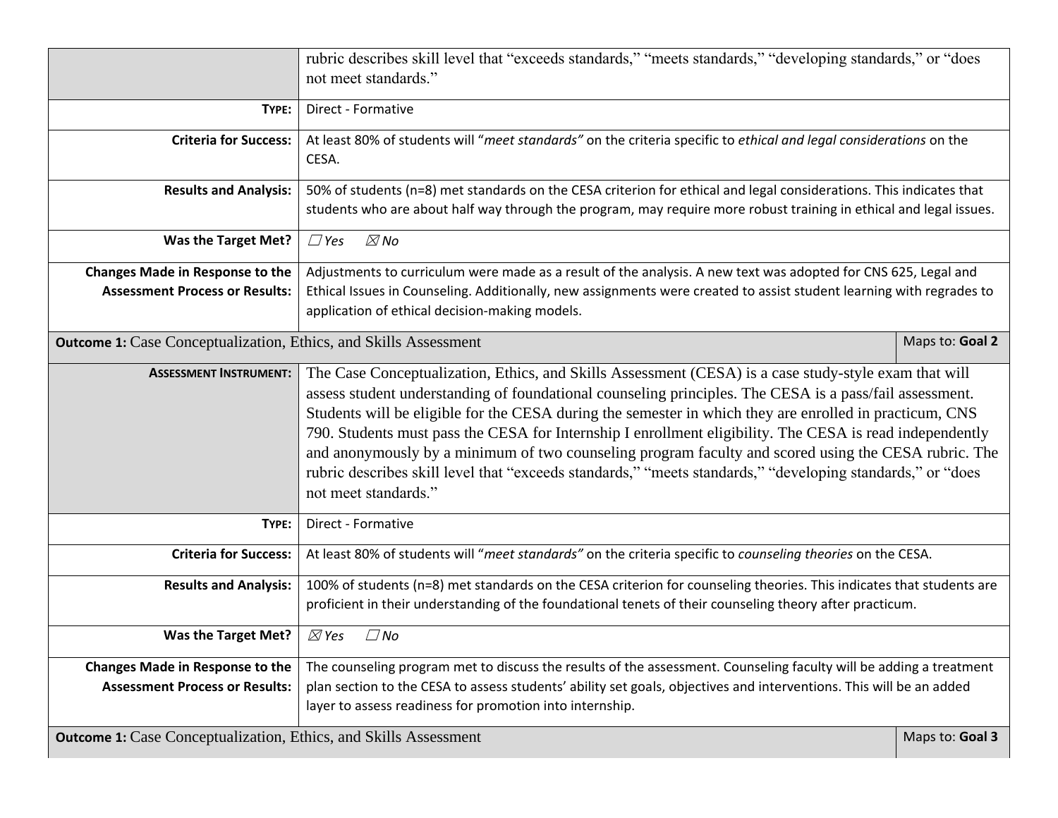| | |
|---|---|
| | rubric describes skill level that "exceeds standards," "meets standards," "developing standards," or "does not meet standards." |
| **TYPE:** | Direct - Formative |
| **Criteria for Success:** | At least 80% of students will "*meet standards"* on the criteria specific to *ethical and legal considerations* on the CESA. |
| **Results and Analysis:** | 50% of students (n=8) met standards on the CESA criterion for ethical and legal considerations. This indicates that students who are about half way through the program, may require more robust training in ethical and legal issues. |
| **Was the Target Met?** | ☐ *Yes* ☒ *No* |
| **Changes Made in Response to the Assessment Process or Results:** | Adjustments to curriculum were made as a result of the analysis. A new text was adopted for CNS 625, Legal and Ethical Issues in Counseling. Additionally, new assignments were created to assist student learning with regrades to application of ethical decision-making models. |

| **Outcome 1:** Case Conceptualization, Ethics, and Skills Assessment | Maps to: **Goal 2** |
|---|---|
| **ASSESSMENT INSTRUMENT:** | The Case Conceptualization, Ethics, and Skills Assessment (CESA) is a case study-style exam that will assess student understanding of foundational counseling principles. The CESA is a pass/fail assessment. Students will be eligible for the CESA during the semester in which they are enrolled in practicum, CNS 790. Students must pass the CESA for Internship I enrollment eligibility. The CESA is read independently and anonymously by a minimum of two counseling program faculty and scored using the CESA rubric. The rubric describes skill level that "exceeds standards," "meets standards," "developing standards," or "does not meet standards." |
| **TYPE:** | Direct - Formative |
| **Criteria for Success:** | At least 80% of students will "*meet standards"* on the criteria specific to *counseling theories* on the CESA. |
| **Results and Analysis:** | 100% of students (n=8) met standards on the CESA criterion for counseling theories. This indicates that students are proficient in their understanding of the foundational tenets of their counseling theory after practicum. |
| **Was the Target Met?** | ☒ *Yes* ☐ *No* |
| **Changes Made in Response to the Assessment Process or Results:** | The counseling program met to discuss the results of the assessment. Counseling faculty will be adding a treatment plan section to the CESA to assess students' ability set goals, objectives and interventions. This will be an added layer to assess readiness for promotion into internship. |

| **Outcome 1:** Case Conceptualization, Ethics, and Skills Assessment | Maps to: **Goal 3** |
|---|---|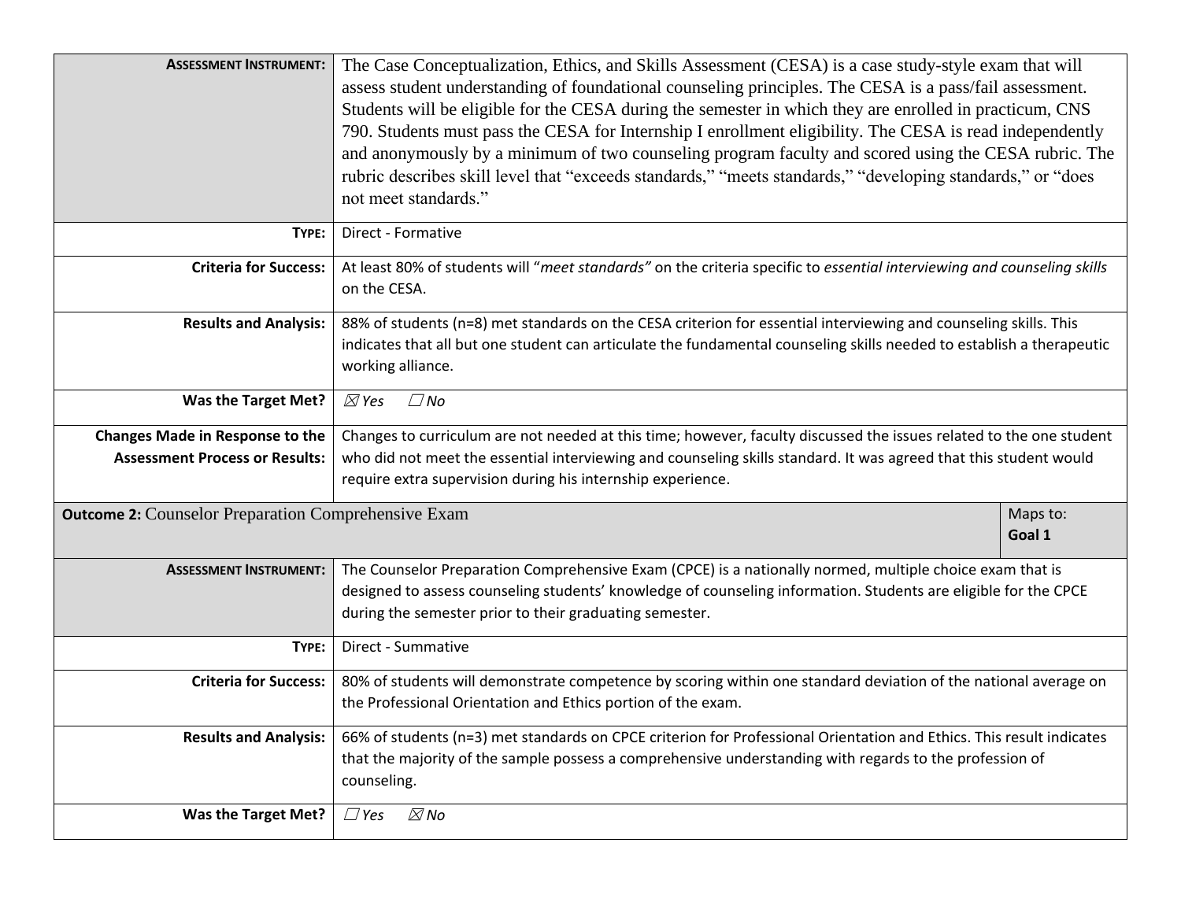| | |
|---|---|
| **Assessment Instrument:** | The Case Conceptualization, Ethics, and Skills Assessment (CESA) is a case study-style exam that will assess student understanding of foundational counseling principles. The CESA is a pass/fail assessment. Students will be eligible for the CESA during the semester in which they are enrolled in practicum, CNS 790. Students must pass the CESA for Internship I enrollment eligibility. The CESA is read independently and anonymously by a minimum of two counseling program faculty and scored using the CESA rubric. The rubric describes skill level that "exceeds standards," "meets standards," "developing standards," or "does not meet standards." |
| **Type:** | Direct - Formative |
| **Criteria for Success:** | At least 80% of students will "*meet standards"* on the criteria specific to *essential interviewing and counseling skills* on the CESA. |
| **Results and Analysis:** | 88% of students (n=8) met standards on the CESA criterion for essential interviewing and counseling skills. This indicates that all but one student can articulate the fundamental counseling skills needed to establish a therapeutic working alliance. |
| **Was the Target Met?** | ☒ *Yes* ☐ *No* |
| **Changes Made in Response to the Assessment Process or Results:** | Changes to curriculum are not needed at this time; however, faculty discussed the issues related to the one student who did not meet the essential interviewing and counseling skills standard. It was agreed that this student would require extra supervision during his internship experience. |

| **Outcome 2:** Counselor Preparation Comprehensive Exam | Maps to: **Goal 1** |
|---|---|
| **Assessment Instrument:** | The Counselor Preparation Comprehensive Exam (CPCE) is a nationally normed, multiple choice exam that is designed to assess counseling students' knowledge of counseling information. Students are eligible for the CPCE during the semester prior to their graduating semester. |
| **Type:** | Direct - Summative |
| **Criteria for Success:** | 80% of students will demonstrate competence by scoring within one standard deviation of the national average on the Professional Orientation and Ethics portion of the exam. |
| **Results and Analysis:** | 66% of students (n=3) met standards on CPCE criterion for Professional Orientation and Ethics. This result indicates that the majority of the sample possess a comprehensive understanding with regards to the profession of counseling. |
| **Was the Target Met?** | ☐ *Yes* ☒ *No* |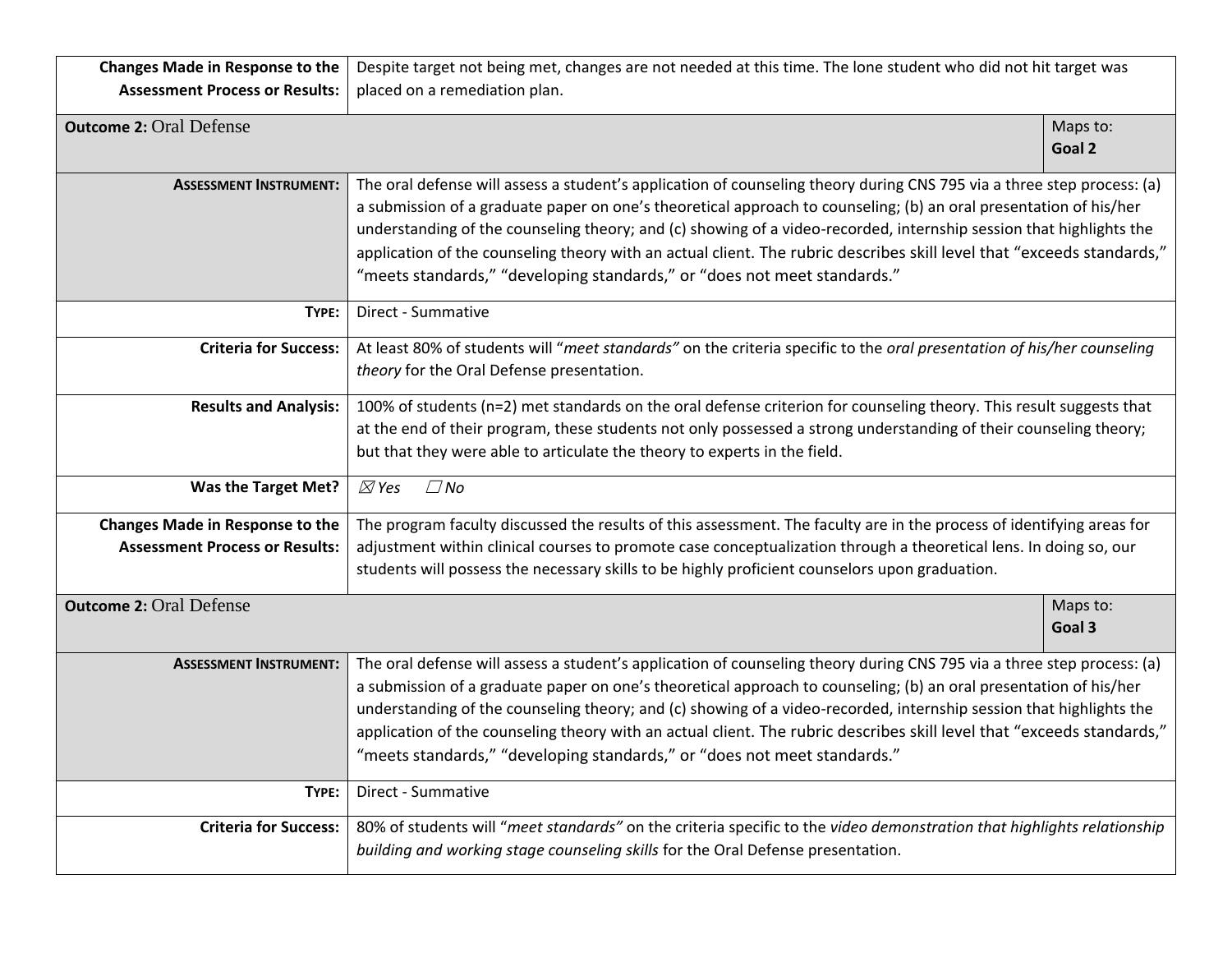| | |
|---|---|
| **Changes Made in Response to the Assessment Process or Results:** | Despite target not being met, changes are not needed at this time. The lone student who did not hit target was placed on a remediation plan. |

| **Outcome 2:** Oral Defense | Maps to: **Goal 2** |
|---|---|
| **Assessment Instrument:** | The oral defense will assess a student's application of counseling theory during CNS 795 via a three step process: (a) a submission of a graduate paper on one's theoretical approach to counseling; (b) an oral presentation of his/her understanding of the counseling theory; and (c) showing of a video-recorded, internship session that highlights the application of the counseling theory with an actual client. The rubric describes skill level that "exceeds standards," "meets standards," "developing standards," or "does not meet standards." |
| **Type:** | Direct - Summative |
| **Criteria for Success:** | At least 80% of students will "*meet standards*" on the criteria specific to the *oral presentation of his/her counseling theory* for the Oral Defense presentation. |
| **Results and Analysis:** | 100% of students (n=2) met standards on the oral defense criterion for counseling theory. This result suggests that at the end of their program, these students not only possessed a strong understanding of their counseling theory; but that they were able to articulate the theory to experts in the field. |
| **Was the Target Met?** | ☒ *Yes* ☐ *No* |
| **Changes Made in Response to the Assessment Process or Results:** | The program faculty discussed the results of this assessment. The faculty are in the process of identifying areas for adjustment within clinical courses to promote case conceptualization through a theoretical lens. In doing so, our students will possess the necessary skills to be highly proficient counselors upon graduation. |

| **Outcome 2:** Oral Defense | Maps to: **Goal 3** |
|---|---|
| **Assessment Instrument:** | The oral defense will assess a student's application of counseling theory during CNS 795 via a three step process: (a) a submission of a graduate paper on one's theoretical approach to counseling; (b) an oral presentation of his/her understanding of the counseling theory; and (c) showing of a video-recorded, internship session that highlights the application of the counseling theory with an actual client. The rubric describes skill level that "exceeds standards," "meets standards," "developing standards," or "does not meet standards." |
| **Type:** | Direct - Summative |
| **Criteria for Success:** | 80% of students will "*meet standards*" on the criteria specific to the *video demonstration that highlights relationship building and working stage counseling skills* for the Oral Defense presentation. |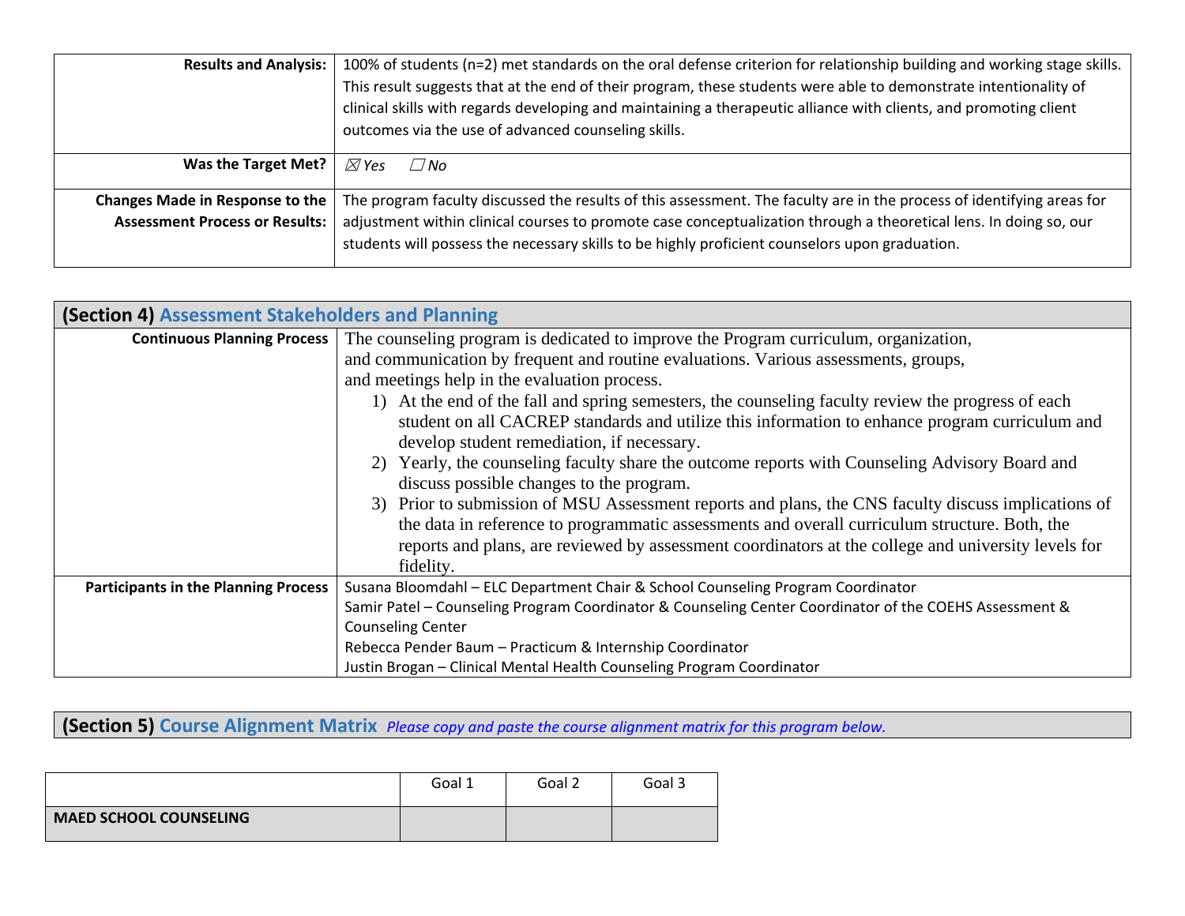| | |
|---|---|
| **Results and Analysis:** | 100% of students (n=2) met standards on the oral defense criterion for relationship building and working stage skills. This result suggests that at the end of their program, these students were able to demonstrate intentionality of clinical skills with regards developing and maintaining a therapeutic alliance with clients, and promoting client outcomes via the use of advanced counseling skills. |
| **Was the Target Met?** | ☒ *Yes* ☐ *No* |
| **Changes Made in Response to the Assessment Process or Results:** | The program faculty discussed the results of this assessment. The faculty are in the process of identifying areas for adjustment within clinical courses to promote case conceptualization through a theoretical lens. In doing so, our students will possess the necessary skills to be highly proficient counselors upon graduation. |

## (Section 4) Assessment Stakeholders and Planning

| | |
|---|---|
| **Continuous Planning Process** | The counseling program is dedicated to improve the Program curriculum, organization, and communication by frequent and routine evaluations. Various assessments, groups, and meetings help in the evaluation process.<br>1) At the end of the fall and spring semesters, the counseling faculty review the progress of each student on all CACREP standards and utilize this information to enhance program curriculum and develop student remediation, if necessary.<br>2) Yearly, the counseling faculty share the outcome reports with Counseling Advisory Board and discuss possible changes to the program.<br>3) Prior to submission of MSU Assessment reports and plans, the CNS faculty discuss implications of the data in reference to programmatic assessments and overall curriculum structure. Both, the reports and plans, are reviewed by assessment coordinators at the college and university levels for fidelity. |
| **Participants in the Planning Process** | Susana Bloomdahl – ELC Department Chair & School Counseling Program Coordinator<br>Samir Patel – Counseling Program Coordinator & Counseling Center Coordinator of the COEHS Assessment & Counseling Center<br>Rebecca Pender Baum – Practicum & Internship Coordinator<br>Justin Brogan – Clinical Mental Health Counseling Program Coordinator |

## (Section 5) Course Alignment Matrix *Please copy and paste the course alignment matrix for this program below.*

| | Goal 1 | Goal 2 | Goal 3 |
|---|---|---|---|
| **MAED SCHOOL COUNSELING** | | | |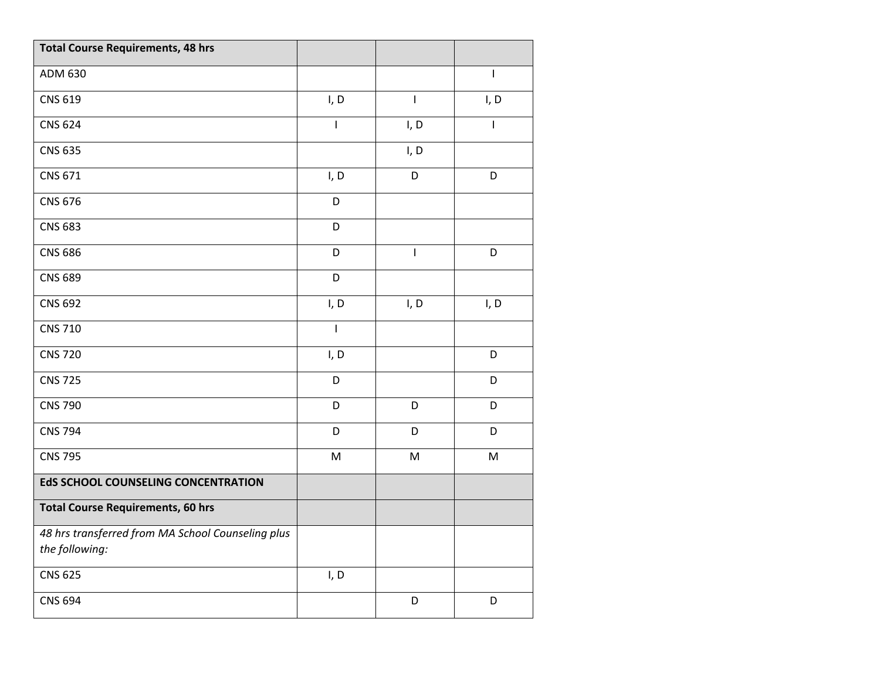| Total Course Requirements, 48 hrs | | | |
|---|---|---|---|
| ADM 630 | | | I |
| CNS 619 | I, D | I | I, D |
| CNS 624 | I | I, D | I |
| CNS 635 | | I, D | |
| CNS 671 | I, D | D | D |
| CNS 676 | D | | |
| CNS 683 | D | | |
| CNS 686 | D | I | D |
| CNS 689 | D | | |
| CNS 692 | I, D | I, D | I, D |
| CNS 710 | I | | |
| CNS 720 | I, D | | D |
| CNS 725 | D | | D |
| CNS 790 | D | D | D |
| CNS 794 | D | D | D |
| CNS 795 | M | M | M |
| **EdS SCHOOL COUNSELING CONCENTRATION** | | | |
| **Total Course Requirements, 60 hrs** | | | |
| *48 hrs transferred from MA School Counseling plus the following:* | | | |
| CNS 625 | I, D | | |
| CNS 694 | | D | D |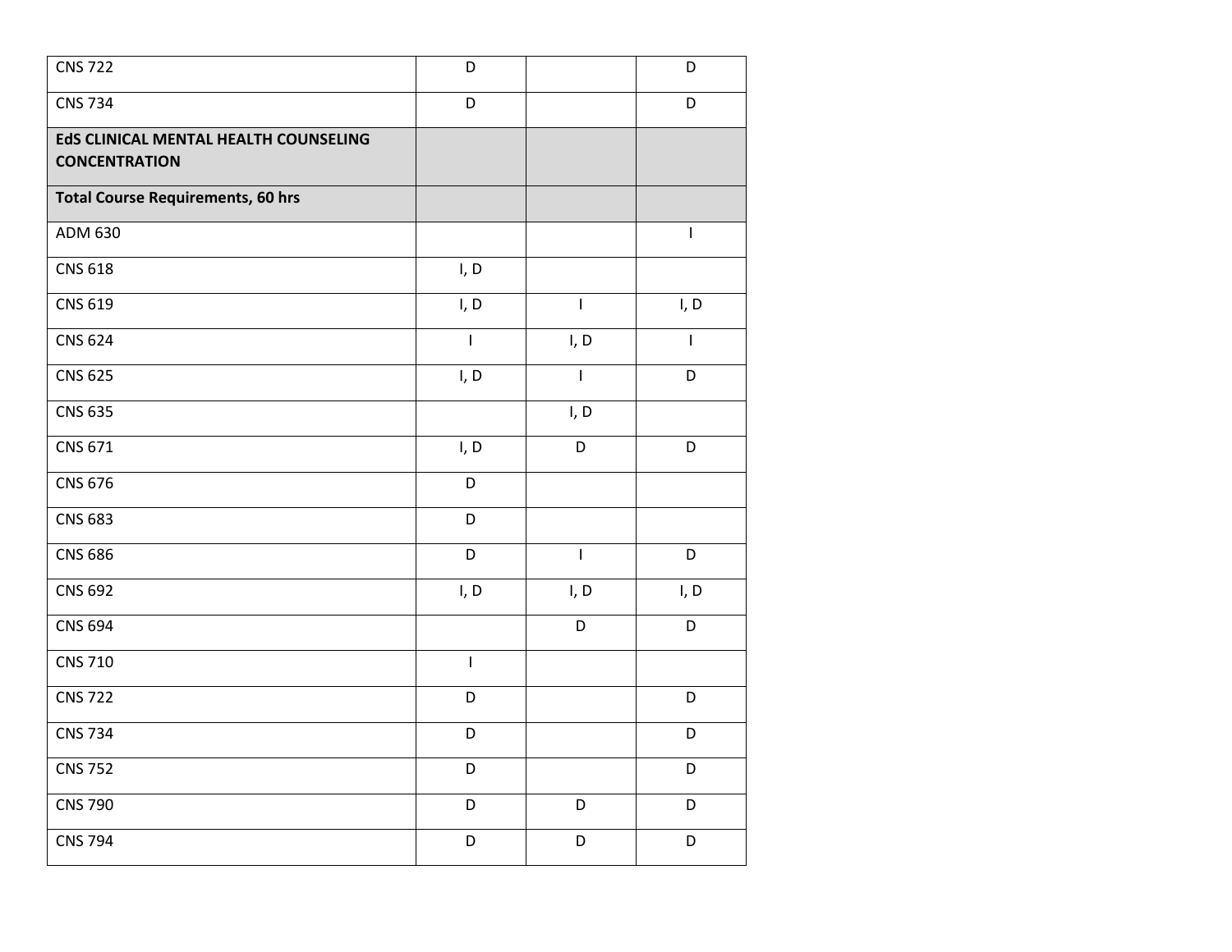| | | | |
|---|---|---|---|
| CNS 722 | D | | D |
| CNS 734 | D | | D |
| **EdS CLINICAL MENTAL HEALTH COUNSELING CONCENTRATION** | | | |
| **Total Course Requirements, 60 hrs** | | | |
| ADM 630 | | | I |
| CNS 618 | I, D | | |
| CNS 619 | I, D | I | I, D |
| CNS 624 | I | I, D | I |
| CNS 625 | I, D | I | D |
| CNS 635 | | I, D | |
| CNS 671 | I, D | D | D |
| CNS 676 | D | | |
| CNS 683 | D | | |
| CNS 686 | D | I | D |
| CNS 692 | I, D | I, D | I, D |
| CNS 694 | | D | D |
| CNS 710 | I | | |
| CNS 722 | D | | D |
| CNS 734 | D | | D |
| CNS 752 | D | | D |
| CNS 790 | D | D | D |
| CNS 794 | D | D | D |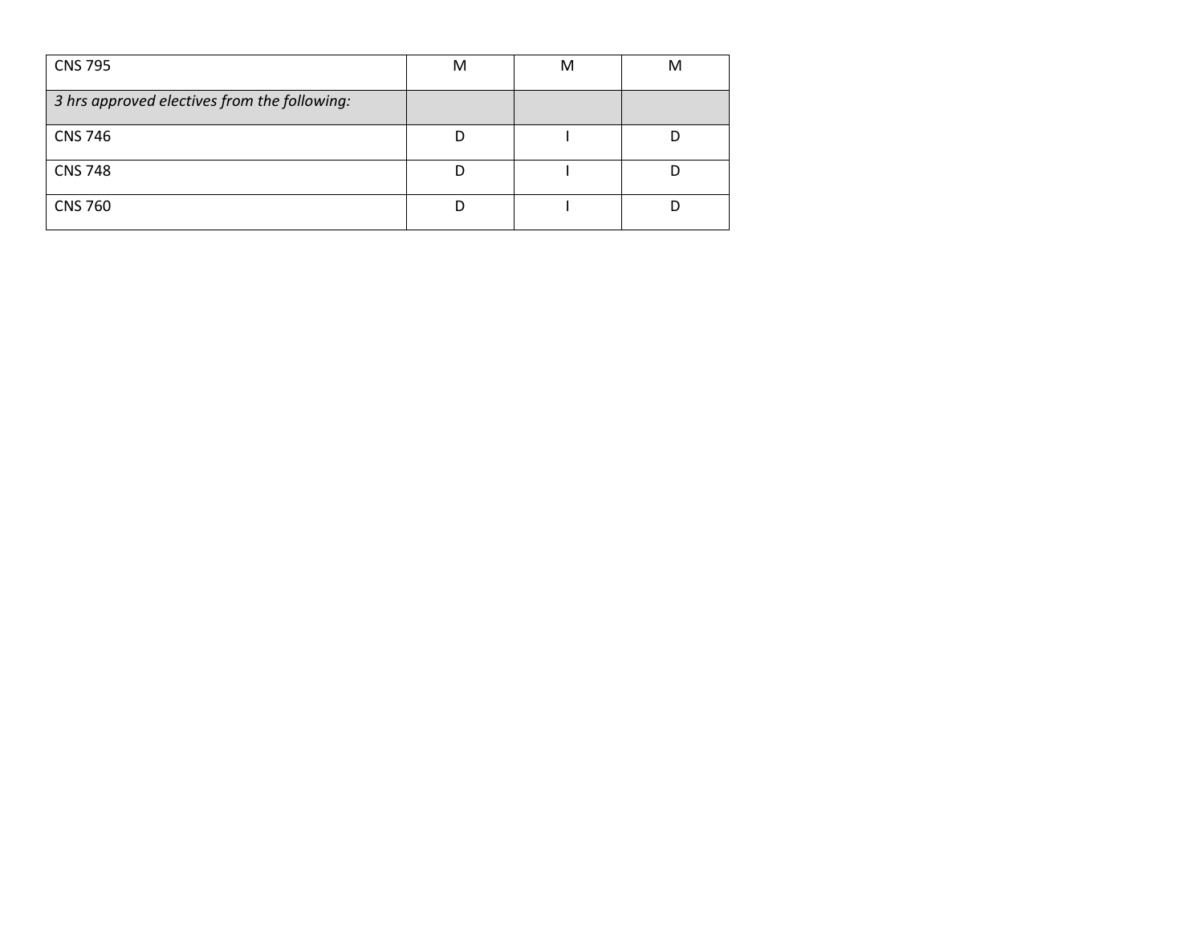| | | | |
|---|---|---|---|
| CNS 795 | M | M | M |
| *3 hrs approved electives from the following:* | | | |
| CNS 746 | D | I | D |
| CNS 748 | D | I | D |
| CNS 760 | D | I | D |